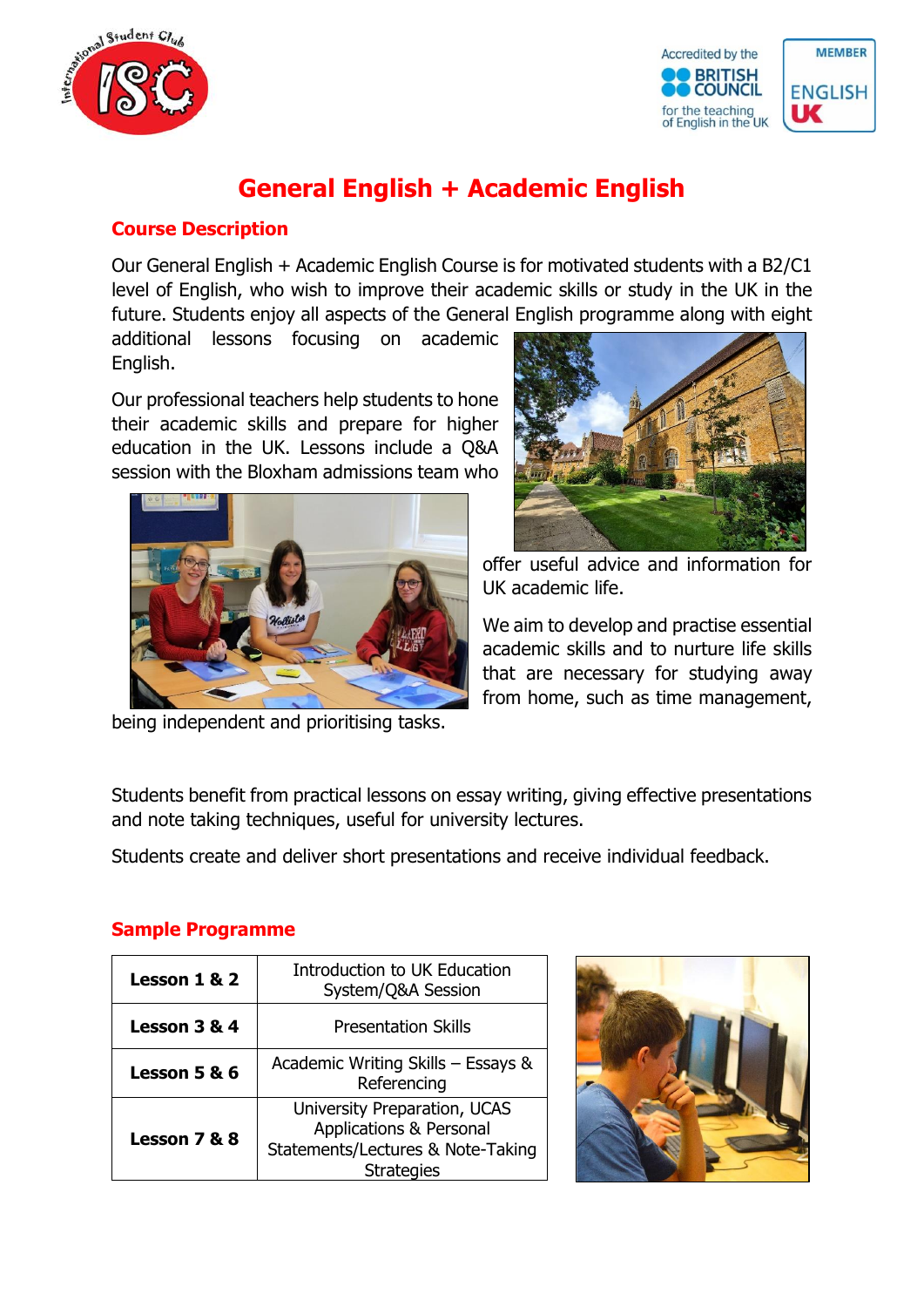# General English + Academic English

## Course Description

Our General English + Academic English Course is for motivated students with a B2/C1 level of English, who wish to improve their academic skills or study in the UK in the future. Students enjoy all aspects of the General English programme along with eight additional lessons focusing on academic English.

Our professional teachers help students to hone their academic skills and prepare for higher education in the UK. Lessons include a Q&A session with the Bloxham admissions team who offer useful advice and information for UK academic life.

We aim to develop and practise essential academic skills and to nurture life skills that are necessary for studying away from home, such as time management, being independent and prioritising tasks.

Students benefit from practical lessons on essay writing, giving effective presentations and note taking techniques, useful for university lectures.

Students create and deliver short presentations and receive individual feedback.

## Sample Programme

| | |
|---|---|
| **Lesson 1 & 2** | Introduction to UK Education System/Q&A Session |
| **Lesson 3 & 4** | Presentation Skills |
| **Lesson 5 & 6** | Academic Writing Skills – Essays & Referencing |
| **Lesson 7 & 8** | University Preparation, UCAS Applications & Personal Statements/Lectures & Note-Taking Strategies |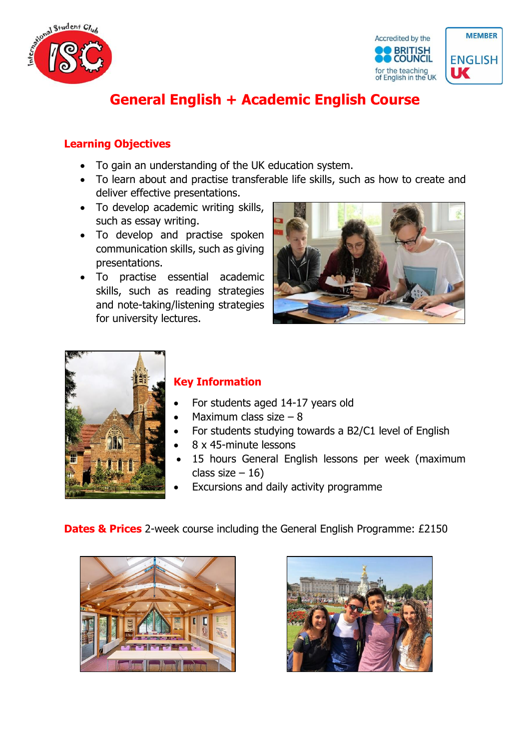# General English + Academic English Course

## Learning Objectives

- To gain an understanding of the UK education system.
- To learn about and practise transferable life skills, such as how to create and deliver effective presentations.
- To develop academic writing skills, such as essay writing.
- To develop and practise spoken communication skills, such as giving presentations.
- To practise essential academic skills, such as reading strategies and note-taking/listening strategies for university lectures.

## Key Information

- For students aged 14-17 years old
- Maximum class size – 8
- For students studying towards a B2/C1 level of English
- 8 x 45-minute lessons
- 15 hours General English lessons per week (maximum class size – 16)
- Excursions and daily activity programme

**Dates & Prices** 2-week course including the General English Programme: £2150